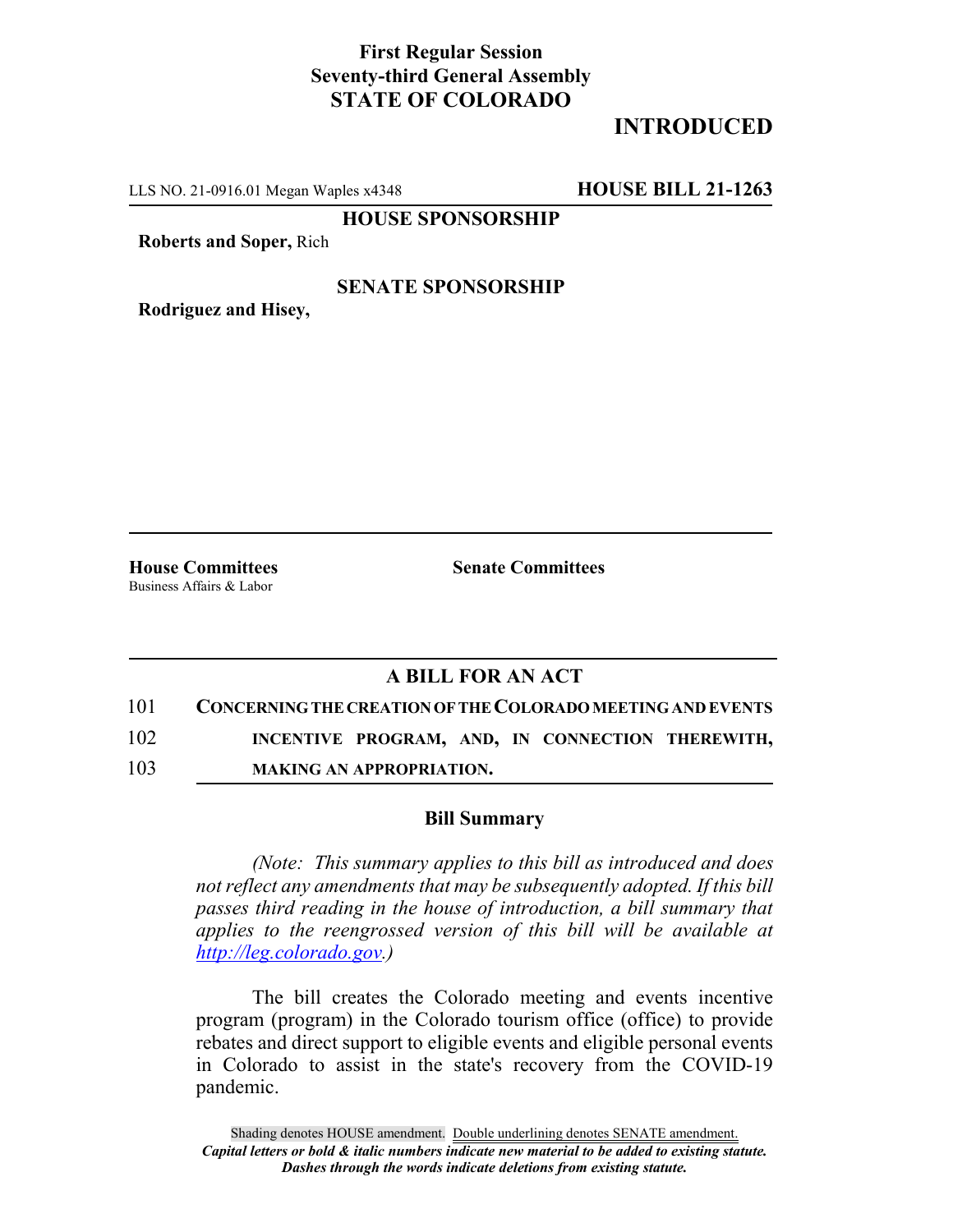**First Regular Session**
**Seventy-third General Assembly**
**STATE OF COLORADO**

# INTRODUCED

LLS NO. 21-0916.01 Megan Waples x4348 **HOUSE BILL 21-1263**

**HOUSE SPONSORSHIP**

**Roberts and Soper,** Rich

**SENATE SPONSORSHIP**

**Rodriguez and Hisey,**

**House Committees**
Business Affairs & Labor

**Senate Committees**

## A BILL FOR AN ACT

101 **CONCERNING THE CREATION OF THE COLORADO MEETING AND EVENTS**
102 **INCENTIVE PROGRAM, AND, IN CONNECTION THEREWITH,**
103 **MAKING AN APPROPRIATION.**

### Bill Summary

*(Note: This summary applies to this bill as introduced and does not reflect any amendments that may be subsequently adopted. If this bill passes third reading in the house of introduction, a bill summary that applies to the reengrossed version of this bill will be available at http://leg.colorado.gov.)*

The bill creates the Colorado meeting and events incentive program (program) in the Colorado tourism office (office) to provide rebates and direct support to eligible events and eligible personal events in Colorado to assist in the state's recovery from the COVID-19 pandemic.

Shading denotes HOUSE amendment. Double underlining denotes SENATE amendment.
*Capital letters or bold & italic numbers indicate new material to be added to existing statute.*
*Dashes through the words indicate deletions from existing statute.*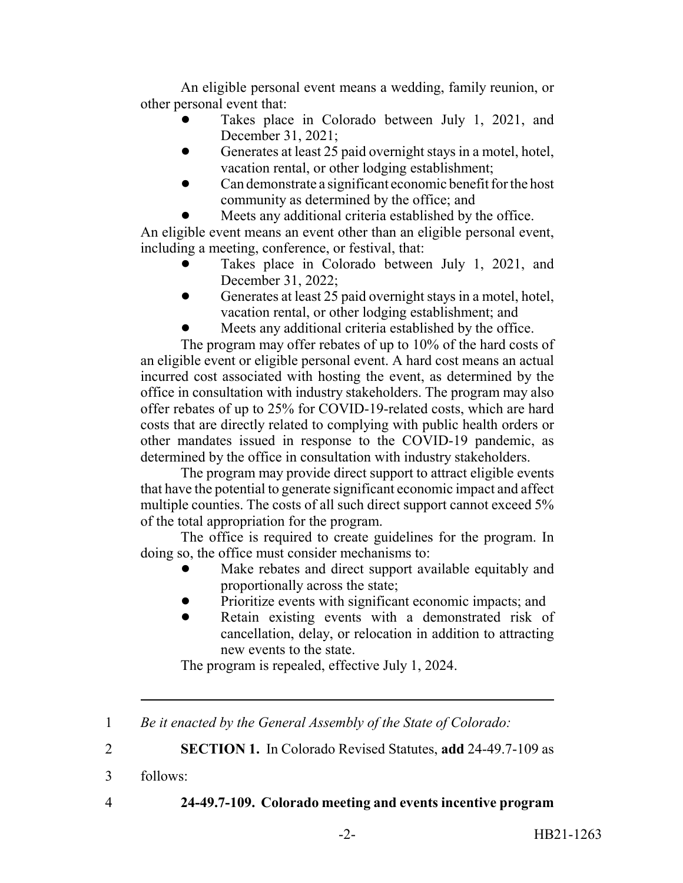An eligible personal event means a wedding, family reunion, or other personal event that:

- Takes place in Colorado between July 1, 2021, and December 31, 2021;
- Generates at least 25 paid overnight stays in a motel, hotel, vacation rental, or other lodging establishment;
- Can demonstrate a significant economic benefit for the host community as determined by the office; and
- Meets any additional criteria established by the office.

An eligible event means an event other than an eligible personal event, including a meeting, conference, or festival, that:

- Takes place in Colorado between July 1, 2021, and December 31, 2022;
- Generates at least 25 paid overnight stays in a motel, hotel, vacation rental, or other lodging establishment; and
- Meets any additional criteria established by the office.

The program may offer rebates of up to 10% of the hard costs of an eligible event or eligible personal event. A hard cost means an actual incurred cost associated with hosting the event, as determined by the office in consultation with industry stakeholders. The program may also offer rebates of up to 25% for COVID-19-related costs, which are hard costs that are directly related to complying with public health orders or other mandates issued in response to the COVID-19 pandemic, as determined by the office in consultation with industry stakeholders.

The program may provide direct support to attract eligible events that have the potential to generate significant economic impact and affect multiple counties. The costs of all such direct support cannot exceed 5% of the total appropriation for the program.

The office is required to create guidelines for the program. In doing so, the office must consider mechanisms to:

- Make rebates and direct support available equitably and proportionally across the state;
- Prioritize events with significant economic impacts; and
- Retain existing events with a demonstrated risk of cancellation, delay, or relocation in addition to attracting new events to the state.

The program is repealed, effective July 1, 2024.

---

1 *Be it enacted by the General Assembly of the State of Colorado:*

2 **SECTION 1.** In Colorado Revised Statutes, **add** 24-49.7-109 as

3 follows:

4 **24-49.7-109. Colorado meeting and events incentive program**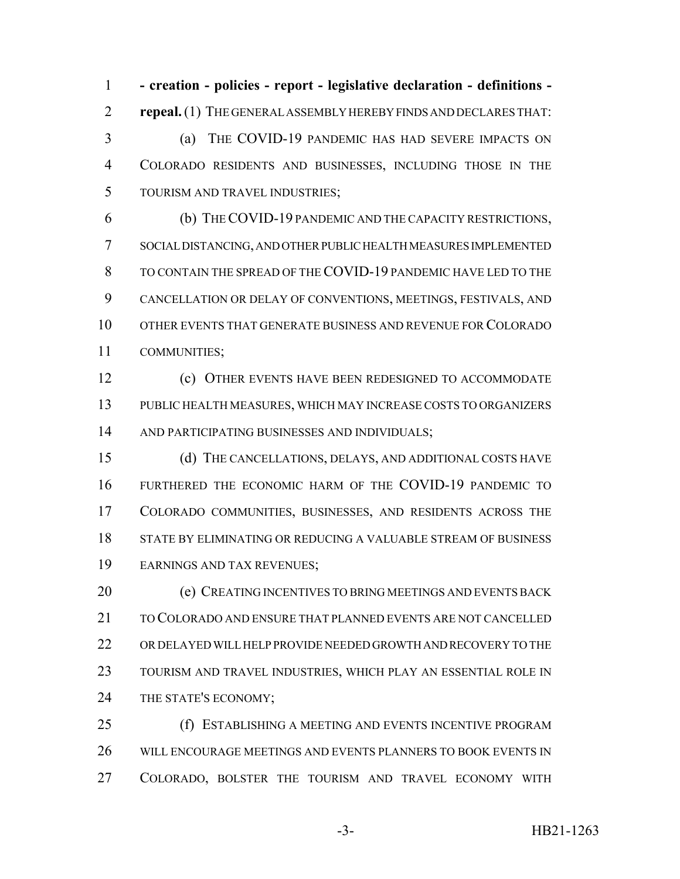**- creation - policies - report - legislative declaration - definitions - repeal.** (1) THE GENERAL ASSEMBLY HEREBY FINDS AND DECLARES THAT:

(a) THE COVID-19 PANDEMIC HAS HAD SEVERE IMPACTS ON COLORADO RESIDENTS AND BUSINESSES, INCLUDING THOSE IN THE TOURISM AND TRAVEL INDUSTRIES;

(b) THE COVID-19 PANDEMIC AND THE CAPACITY RESTRICTIONS, SOCIAL DISTANCING, AND OTHER PUBLIC HEALTH MEASURES IMPLEMENTED TO CONTAIN THE SPREAD OF THE COVID-19 PANDEMIC HAVE LED TO THE CANCELLATION OR DELAY OF CONVENTIONS, MEETINGS, FESTIVALS, AND OTHER EVENTS THAT GENERATE BUSINESS AND REVENUE FOR COLORADO COMMUNITIES;

(c) OTHER EVENTS HAVE BEEN REDESIGNED TO ACCOMMODATE PUBLIC HEALTH MEASURES, WHICH MAY INCREASE COSTS TO ORGANIZERS AND PARTICIPATING BUSINESSES AND INDIVIDUALS;

(d) THE CANCELLATIONS, DELAYS, AND ADDITIONAL COSTS HAVE FURTHERED THE ECONOMIC HARM OF THE COVID-19 PANDEMIC TO COLORADO COMMUNITIES, BUSINESSES, AND RESIDENTS ACROSS THE STATE BY ELIMINATING OR REDUCING A VALUABLE STREAM OF BUSINESS EARNINGS AND TAX REVENUES;

(e) CREATING INCENTIVES TO BRING MEETINGS AND EVENTS BACK TO COLORADO AND ENSURE THAT PLANNED EVENTS ARE NOT CANCELLED OR DELAYED WILL HELP PROVIDE NEEDED GROWTH AND RECOVERY TO THE TOURISM AND TRAVEL INDUSTRIES, WHICH PLAY AN ESSENTIAL ROLE IN THE STATE'S ECONOMY;

(f) ESTABLISHING A MEETING AND EVENTS INCENTIVE PROGRAM WILL ENCOURAGE MEETINGS AND EVENTS PLANNERS TO BOOK EVENTS IN COLORADO, BOLSTER THE TOURISM AND TRAVEL ECONOMY WITH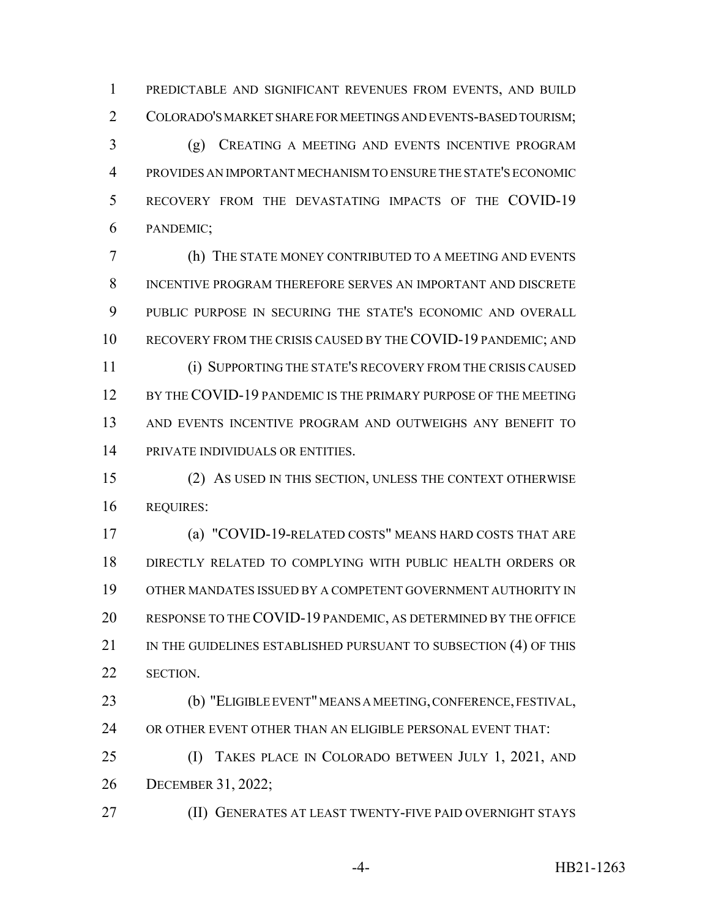PREDICTABLE AND SIGNIFICANT REVENUES FROM EVENTS, AND BUILD COLORADO'S MARKET SHARE FOR MEETINGS AND EVENTS-BASED TOURISM;

(g) CREATING A MEETING AND EVENTS INCENTIVE PROGRAM PROVIDES AN IMPORTANT MECHANISM TO ENSURE THE STATE'S ECONOMIC RECOVERY FROM THE DEVASTATING IMPACTS OF THE COVID-19 PANDEMIC;

(h) THE STATE MONEY CONTRIBUTED TO A MEETING AND EVENTS INCENTIVE PROGRAM THEREFORE SERVES AN IMPORTANT AND DISCRETE PUBLIC PURPOSE IN SECURING THE STATE'S ECONOMIC AND OVERALL RECOVERY FROM THE CRISIS CAUSED BY THE COVID-19 PANDEMIC; AND

(i) SUPPORTING THE STATE'S RECOVERY FROM THE CRISIS CAUSED BY THE COVID-19 PANDEMIC IS THE PRIMARY PURPOSE OF THE MEETING AND EVENTS INCENTIVE PROGRAM AND OUTWEIGHS ANY BENEFIT TO PRIVATE INDIVIDUALS OR ENTITIES.

(2) AS USED IN THIS SECTION, UNLESS THE CONTEXT OTHERWISE REQUIRES:

(a) "COVID-19-RELATED COSTS" MEANS HARD COSTS THAT ARE DIRECTLY RELATED TO COMPLYING WITH PUBLIC HEALTH ORDERS OR OTHER MANDATES ISSUED BY A COMPETENT GOVERNMENT AUTHORITY IN RESPONSE TO THE COVID-19 PANDEMIC, AS DETERMINED BY THE OFFICE IN THE GUIDELINES ESTABLISHED PURSUANT TO SUBSECTION (4) OF THIS SECTION.

(b) "ELIGIBLE EVENT" MEANS A MEETING, CONFERENCE, FESTIVAL, OR OTHER EVENT OTHER THAN AN ELIGIBLE PERSONAL EVENT THAT:

(I) TAKES PLACE IN COLORADO BETWEEN JULY 1, 2021, AND DECEMBER 31, 2022;

(II) GENERATES AT LEAST TWENTY-FIVE PAID OVERNIGHT STAYS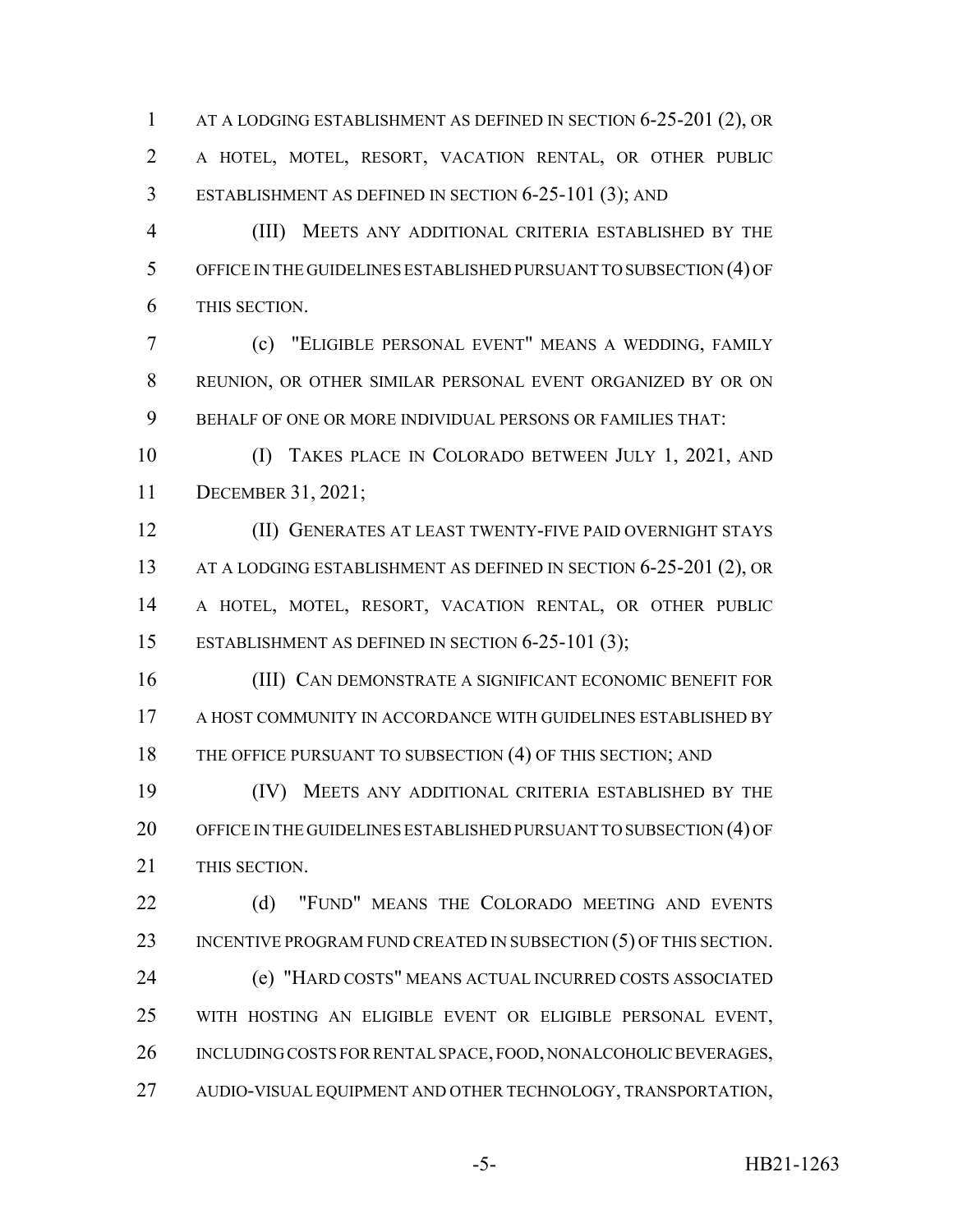AT A LODGING ESTABLISHMENT AS DEFINED IN SECTION 6-25-201 (2), OR A HOTEL, MOTEL, RESORT, VACATION RENTAL, OR OTHER PUBLIC ESTABLISHMENT AS DEFINED IN SECTION 6-25-101 (3); AND

(III) MEETS ANY ADDITIONAL CRITERIA ESTABLISHED BY THE OFFICE IN THE GUIDELINES ESTABLISHED PURSUANT TO SUBSECTION (4) OF THIS SECTION.

(c) "ELIGIBLE PERSONAL EVENT" MEANS A WEDDING, FAMILY REUNION, OR OTHER SIMILAR PERSONAL EVENT ORGANIZED BY OR ON BEHALF OF ONE OR MORE INDIVIDUAL PERSONS OR FAMILIES THAT:

(I) TAKES PLACE IN COLORADO BETWEEN JULY 1, 2021, AND DECEMBER 31, 2021;

(II) GENERATES AT LEAST TWENTY-FIVE PAID OVERNIGHT STAYS AT A LODGING ESTABLISHMENT AS DEFINED IN SECTION 6-25-201 (2), OR A HOTEL, MOTEL, RESORT, VACATION RENTAL, OR OTHER PUBLIC ESTABLISHMENT AS DEFINED IN SECTION 6-25-101 (3);

(III) CAN DEMONSTRATE A SIGNIFICANT ECONOMIC BENEFIT FOR A HOST COMMUNITY IN ACCORDANCE WITH GUIDELINES ESTABLISHED BY THE OFFICE PURSUANT TO SUBSECTION (4) OF THIS SECTION; AND

(IV) MEETS ANY ADDITIONAL CRITERIA ESTABLISHED BY THE OFFICE IN THE GUIDELINES ESTABLISHED PURSUANT TO SUBSECTION (4) OF THIS SECTION.

(d) "FUND" MEANS THE COLORADO MEETING AND EVENTS INCENTIVE PROGRAM FUND CREATED IN SUBSECTION (5) OF THIS SECTION.

(e) "HARD COSTS" MEANS ACTUAL INCURRED COSTS ASSOCIATED WITH HOSTING AN ELIGIBLE EVENT OR ELIGIBLE PERSONAL EVENT, INCLUDING COSTS FOR RENTAL SPACE, FOOD, NONALCOHOLIC BEVERAGES, AUDIO-VISUAL EQUIPMENT AND OTHER TECHNOLOGY, TRANSPORTATION,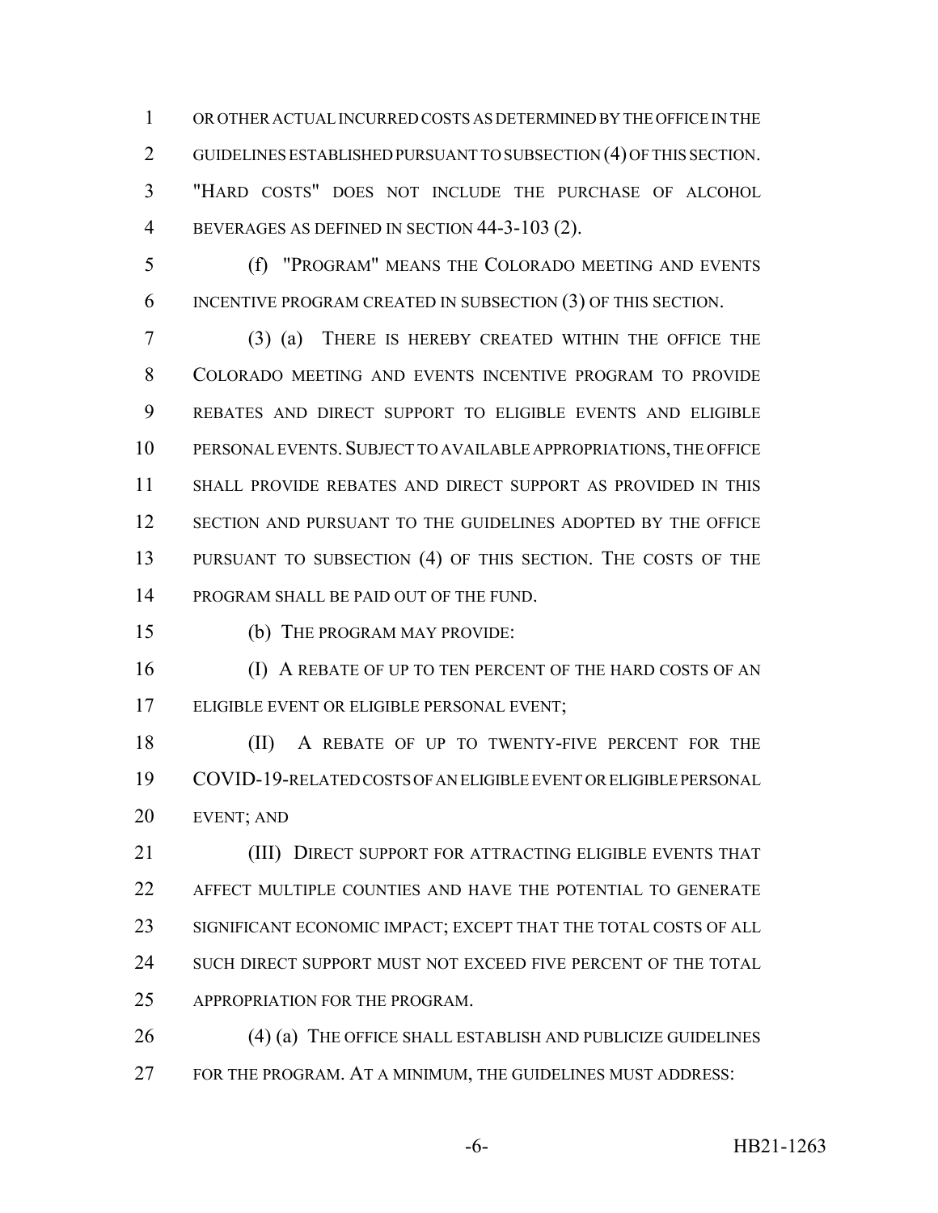OR OTHER ACTUAL INCURRED COSTS AS DETERMINED BY THE OFFICE IN THE GUIDELINES ESTABLISHED PURSUANT TO SUBSECTION (4) OF THIS SECTION. "HARD COSTS" DOES NOT INCLUDE THE PURCHASE OF ALCOHOL BEVERAGES AS DEFINED IN SECTION 44-3-103 (2).

(f) "PROGRAM" MEANS THE COLORADO MEETING AND EVENTS INCENTIVE PROGRAM CREATED IN SUBSECTION (3) OF THIS SECTION.

(3) (a) THERE IS HEREBY CREATED WITHIN THE OFFICE THE COLORADO MEETING AND EVENTS INCENTIVE PROGRAM TO PROVIDE REBATES AND DIRECT SUPPORT TO ELIGIBLE EVENTS AND ELIGIBLE PERSONAL EVENTS. SUBJECT TO AVAILABLE APPROPRIATIONS, THE OFFICE SHALL PROVIDE REBATES AND DIRECT SUPPORT AS PROVIDED IN THIS SECTION AND PURSUANT TO THE GUIDELINES ADOPTED BY THE OFFICE PURSUANT TO SUBSECTION (4) OF THIS SECTION. THE COSTS OF THE PROGRAM SHALL BE PAID OUT OF THE FUND.

(b) THE PROGRAM MAY PROVIDE:

(I) A REBATE OF UP TO TEN PERCENT OF THE HARD COSTS OF AN ELIGIBLE EVENT OR ELIGIBLE PERSONAL EVENT;

(II) A REBATE OF UP TO TWENTY-FIVE PERCENT FOR THE COVID-19-RELATED COSTS OF AN ELIGIBLE EVENT OR ELIGIBLE PERSONAL EVENT; AND

(III) DIRECT SUPPORT FOR ATTRACTING ELIGIBLE EVENTS THAT AFFECT MULTIPLE COUNTIES AND HAVE THE POTENTIAL TO GENERATE SIGNIFICANT ECONOMIC IMPACT; EXCEPT THAT THE TOTAL COSTS OF ALL SUCH DIRECT SUPPORT MUST NOT EXCEED FIVE PERCENT OF THE TOTAL APPROPRIATION FOR THE PROGRAM.

(4) (a) THE OFFICE SHALL ESTABLISH AND PUBLICIZE GUIDELINES FOR THE PROGRAM. AT A MINIMUM, THE GUIDELINES MUST ADDRESS: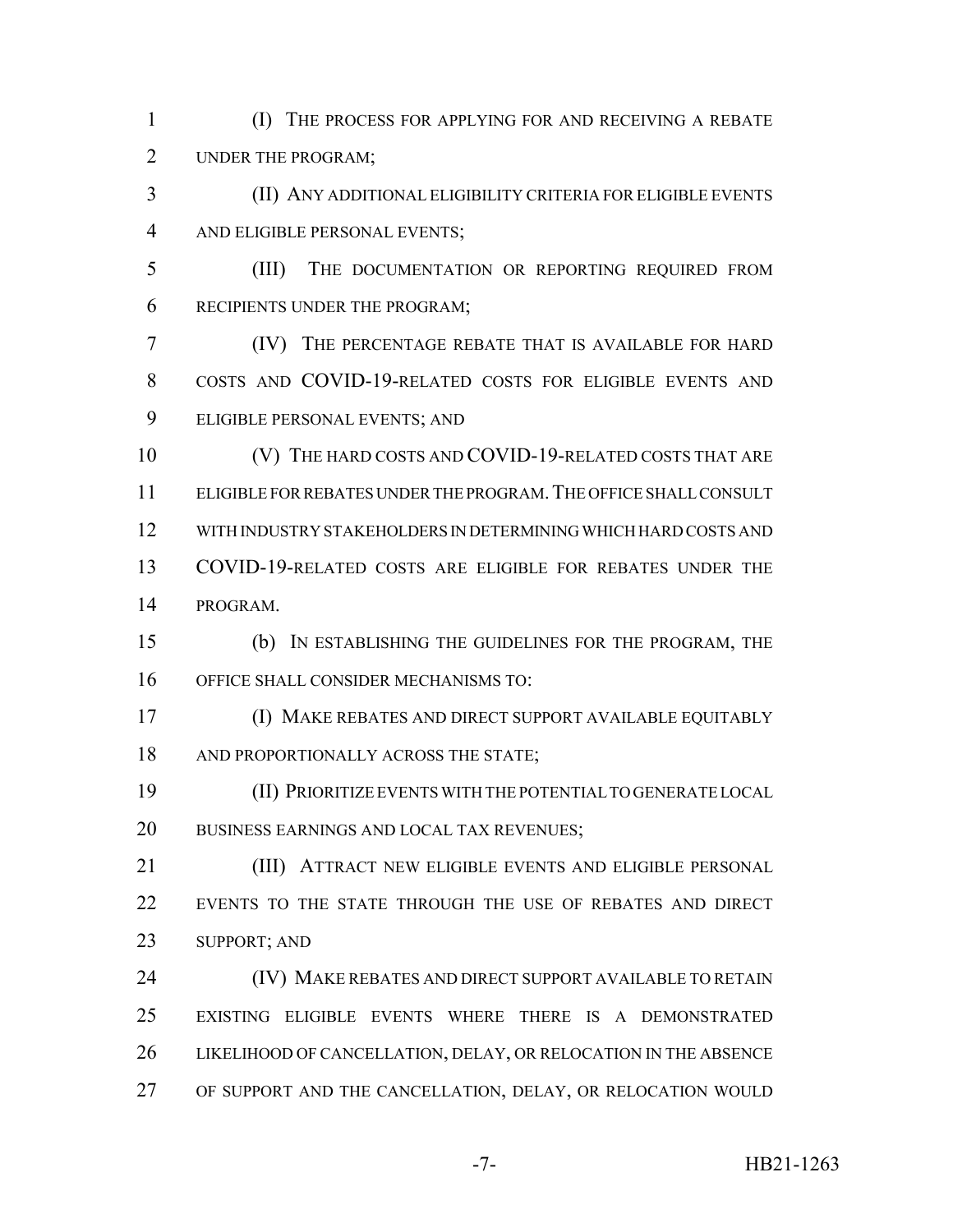(I) THE PROCESS FOR APPLYING FOR AND RECEIVING A REBATE UNDER THE PROGRAM;

(II) ANY ADDITIONAL ELIGIBILITY CRITERIA FOR ELIGIBLE EVENTS AND ELIGIBLE PERSONAL EVENTS;

(III) THE DOCUMENTATION OR REPORTING REQUIRED FROM RECIPIENTS UNDER THE PROGRAM;

(IV) THE PERCENTAGE REBATE THAT IS AVAILABLE FOR HARD COSTS AND COVID-19-RELATED COSTS FOR ELIGIBLE EVENTS AND ELIGIBLE PERSONAL EVENTS; AND

(V) THE HARD COSTS AND COVID-19-RELATED COSTS THAT ARE ELIGIBLE FOR REBATES UNDER THE PROGRAM. THE OFFICE SHALL CONSULT WITH INDUSTRY STAKEHOLDERS IN DETERMINING WHICH HARD COSTS AND COVID-19-RELATED COSTS ARE ELIGIBLE FOR REBATES UNDER THE PROGRAM.

(b) IN ESTABLISHING THE GUIDELINES FOR THE PROGRAM, THE OFFICE SHALL CONSIDER MECHANISMS TO:

(I) MAKE REBATES AND DIRECT SUPPORT AVAILABLE EQUITABLY AND PROPORTIONALLY ACROSS THE STATE;

(II) PRIORITIZE EVENTS WITH THE POTENTIAL TO GENERATE LOCAL BUSINESS EARNINGS AND LOCAL TAX REVENUES;

(III) ATTRACT NEW ELIGIBLE EVENTS AND ELIGIBLE PERSONAL EVENTS TO THE STATE THROUGH THE USE OF REBATES AND DIRECT SUPPORT; AND

(IV) MAKE REBATES AND DIRECT SUPPORT AVAILABLE TO RETAIN EXISTING ELIGIBLE EVENTS WHERE THERE IS A DEMONSTRATED LIKELIHOOD OF CANCELLATION, DELAY, OR RELOCATION IN THE ABSENCE OF SUPPORT AND THE CANCELLATION, DELAY, OR RELOCATION WOULD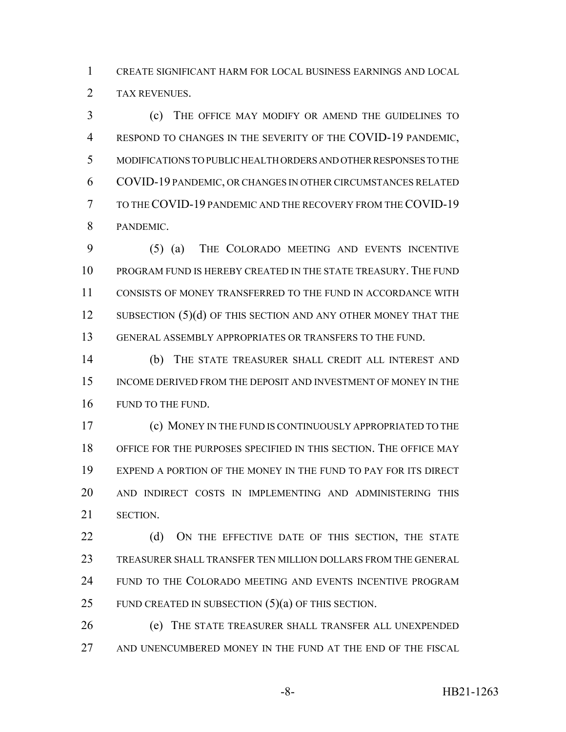CREATE SIGNIFICANT HARM FOR LOCAL BUSINESS EARNINGS AND LOCAL TAX REVENUES.

(c) THE OFFICE MAY MODIFY OR AMEND THE GUIDELINES TO RESPOND TO CHANGES IN THE SEVERITY OF THE COVID-19 PANDEMIC, MODIFICATIONS TO PUBLIC HEALTH ORDERS AND OTHER RESPONSES TO THE COVID-19 PANDEMIC, OR CHANGES IN OTHER CIRCUMSTANCES RELATED TO THE COVID-19 PANDEMIC AND THE RECOVERY FROM THE COVID-19 PANDEMIC.

(5) (a) THE COLORADO MEETING AND EVENTS INCENTIVE PROGRAM FUND IS HEREBY CREATED IN THE STATE TREASURY. THE FUND CONSISTS OF MONEY TRANSFERRED TO THE FUND IN ACCORDANCE WITH SUBSECTION (5)(d) OF THIS SECTION AND ANY OTHER MONEY THAT THE GENERAL ASSEMBLY APPROPRIATES OR TRANSFERS TO THE FUND.

(b) THE STATE TREASURER SHALL CREDIT ALL INTEREST AND INCOME DERIVED FROM THE DEPOSIT AND INVESTMENT OF MONEY IN THE FUND TO THE FUND.

(c) MONEY IN THE FUND IS CONTINUOUSLY APPROPRIATED TO THE OFFICE FOR THE PURPOSES SPECIFIED IN THIS SECTION. THE OFFICE MAY EXPEND A PORTION OF THE MONEY IN THE FUND TO PAY FOR ITS DIRECT AND INDIRECT COSTS IN IMPLEMENTING AND ADMINISTERING THIS SECTION.

(d) ON THE EFFECTIVE DATE OF THIS SECTION, THE STATE TREASURER SHALL TRANSFER TEN MILLION DOLLARS FROM THE GENERAL FUND TO THE COLORADO MEETING AND EVENTS INCENTIVE PROGRAM FUND CREATED IN SUBSECTION (5)(a) OF THIS SECTION.

(e) THE STATE TREASURER SHALL TRANSFER ALL UNEXPENDED AND UNENCUMBERED MONEY IN THE FUND AT THE END OF THE FISCAL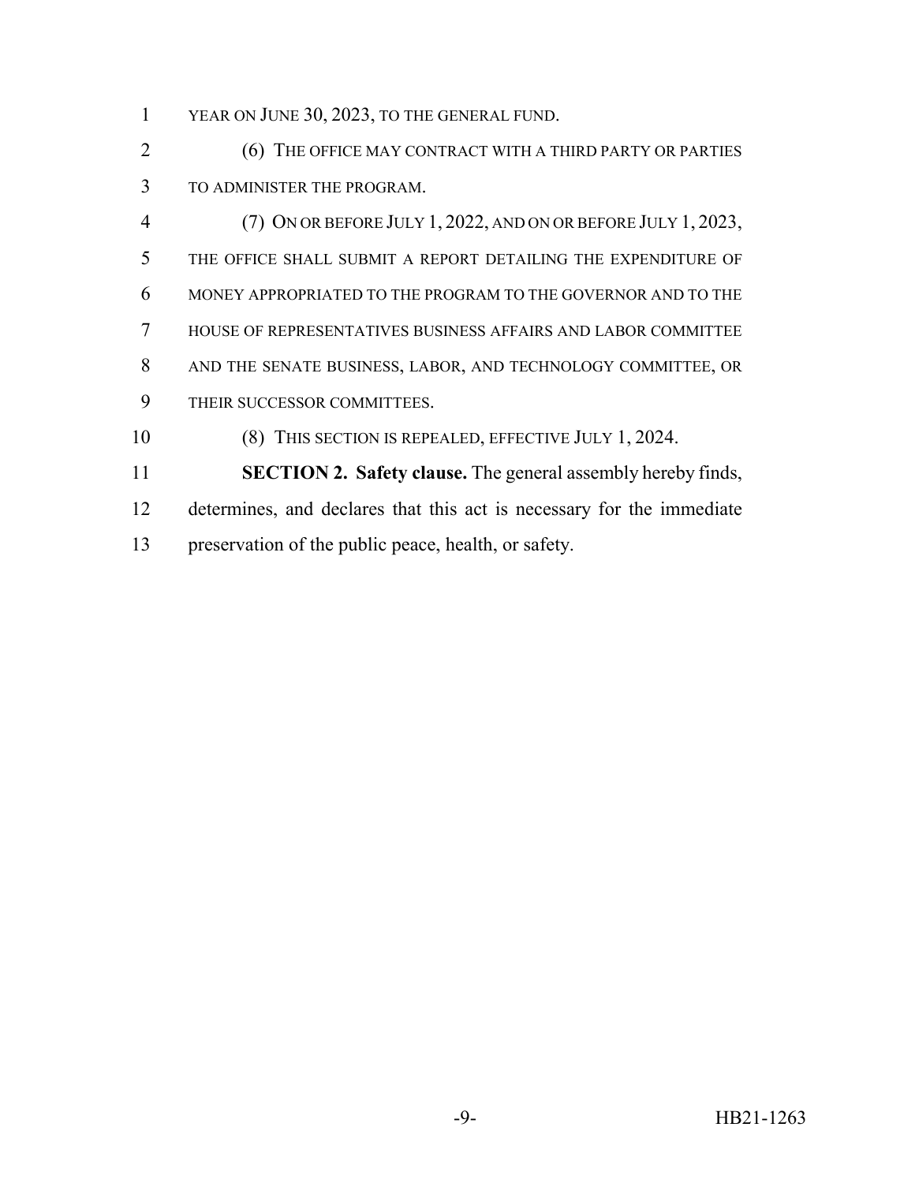YEAR ON JUNE 30, 2023, TO THE GENERAL FUND.

(6) THE OFFICE MAY CONTRACT WITH A THIRD PARTY OR PARTIES TO ADMINISTER THE PROGRAM.

(7) ON OR BEFORE JULY 1, 2022, AND ON OR BEFORE JULY 1, 2023, THE OFFICE SHALL SUBMIT A REPORT DETAILING THE EXPENDITURE OF MONEY APPROPRIATED TO THE PROGRAM TO THE GOVERNOR AND TO THE HOUSE OF REPRESENTATIVES BUSINESS AFFAIRS AND LABOR COMMITTEE AND THE SENATE BUSINESS, LABOR, AND TECHNOLOGY COMMITTEE, OR THEIR SUCCESSOR COMMITTEES.

(8) THIS SECTION IS REPEALED, EFFECTIVE JULY 1, 2024.

**SECTION 2. Safety clause.** The general assembly hereby finds, determines, and declares that this act is necessary for the immediate preservation of the public peace, health, or safety.